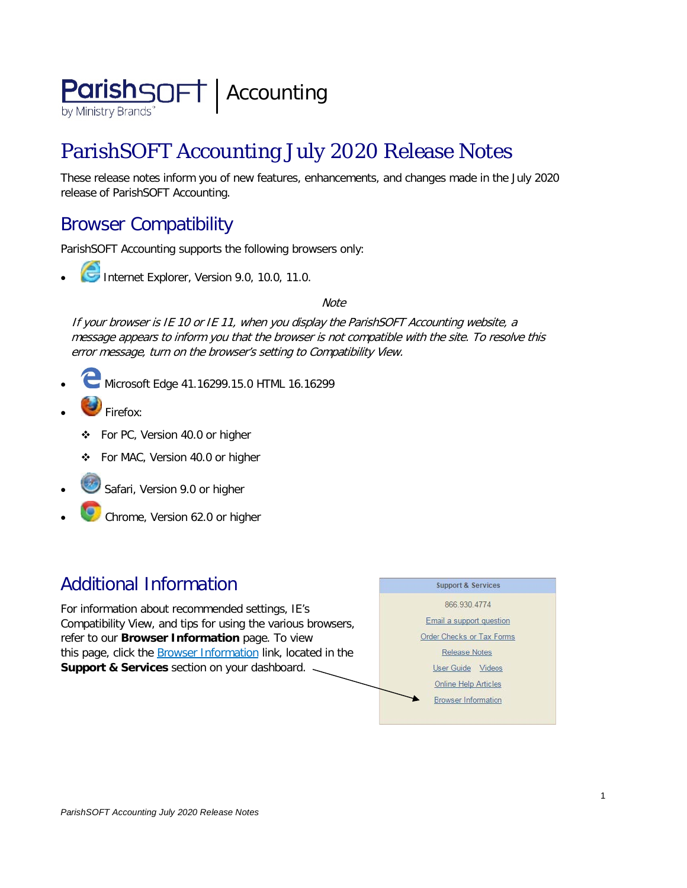ParishSOFT | Accounting

by Ministry Brands

# ParishSOFT Accounting July 2020 Release Notes

These release notes inform you of new features, enhancements, and changes made in the July 2020 release of ParishSOFT Accounting.

## Browser Compatibility

ParishSOFT Accounting supports the following browsers only:

- Internet Explorer, Version 9.0, 10.0, 11.0.

*Note*

*If your browser is IE 10 or IE 11, when you display the ParishSOFT Accounting website, a message appears to inform you that the browser is not compatible with the site. To resolve this error message, turn on the browser's setting to Compatibility View.*

- Microsoft Edge 41.16299.15.0 HTML 16.16299
- Firefox:
  - For PC, Version 40.0 or higher
  - For MAC, Version 40.0 or higher
- Safari, Version 9.0 or higher
- Chrome, Version 62.0 or higher

## Additional Information

For information about recommended settings, IE's Compatibility View, and tips for using the various browsers, refer to our **Browser Information** page. To view this page, click the Browser Information link, located in the **Support & Services** section on your dashboard.

**Support & Services**

866.930.4774

Email a support question

Order Checks or Tax Forms

Release Notes

User Guide Videos

Online Help Articles

Browser Information

*ParishSOFT Accounting July 2020 Release Notes*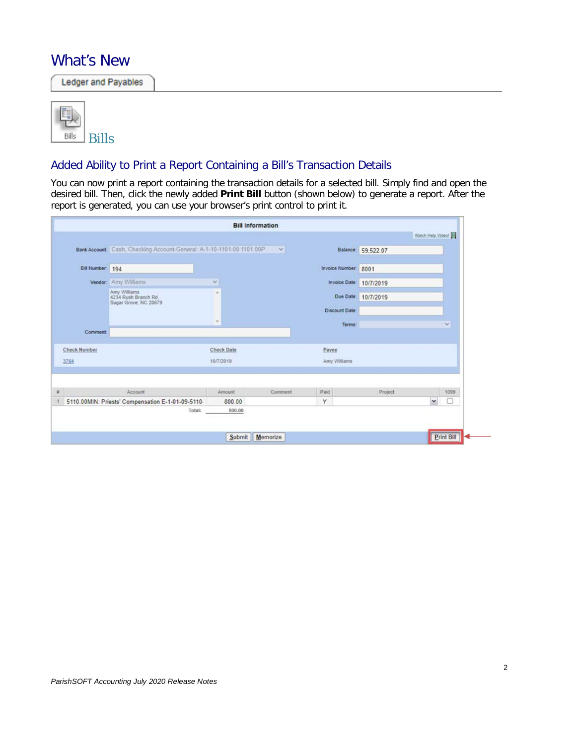# What's New

Ledger and Payables

## Bills

### Added Ability to Print a Report Containing a Bill's Transaction Details

You can now print a report containing the transaction details for a selected bill. Simply find and open the desired bill. Then, click the newly added **Print Bill** button (shown below) to generate a report. After the report is generated, you can use your browser's print control to print it.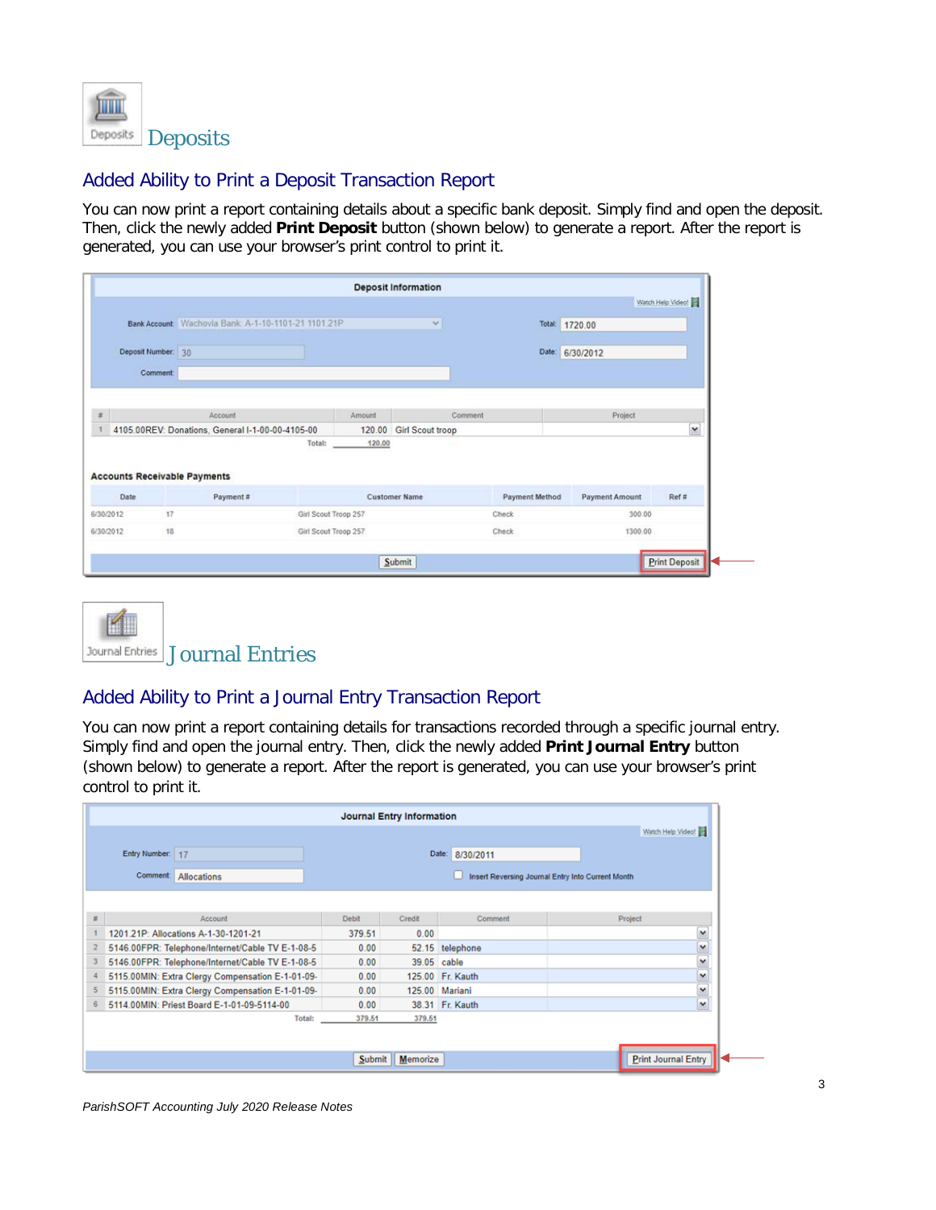# Deposits

## Added Ability to Print a Deposit Transaction Report

You can now print a report containing details about a specific bank deposit. Simply find and open the deposit. Then, click the newly added **Print Deposit** button (shown below) to generate a report. After the report is generated, you can use your browser's print control to print it.

# Journal Entries

## Added Ability to Print a Journal Entry Transaction Report

You can now print a report containing details for transactions recorded through a specific journal entry. Simply find and open the journal entry. Then, click the newly added **Print Journal Entry** button (shown below) to generate a report. After the report is generated, you can use your browser's print control to print it.

*ParishSOFT Accounting July 2020 Release Notes*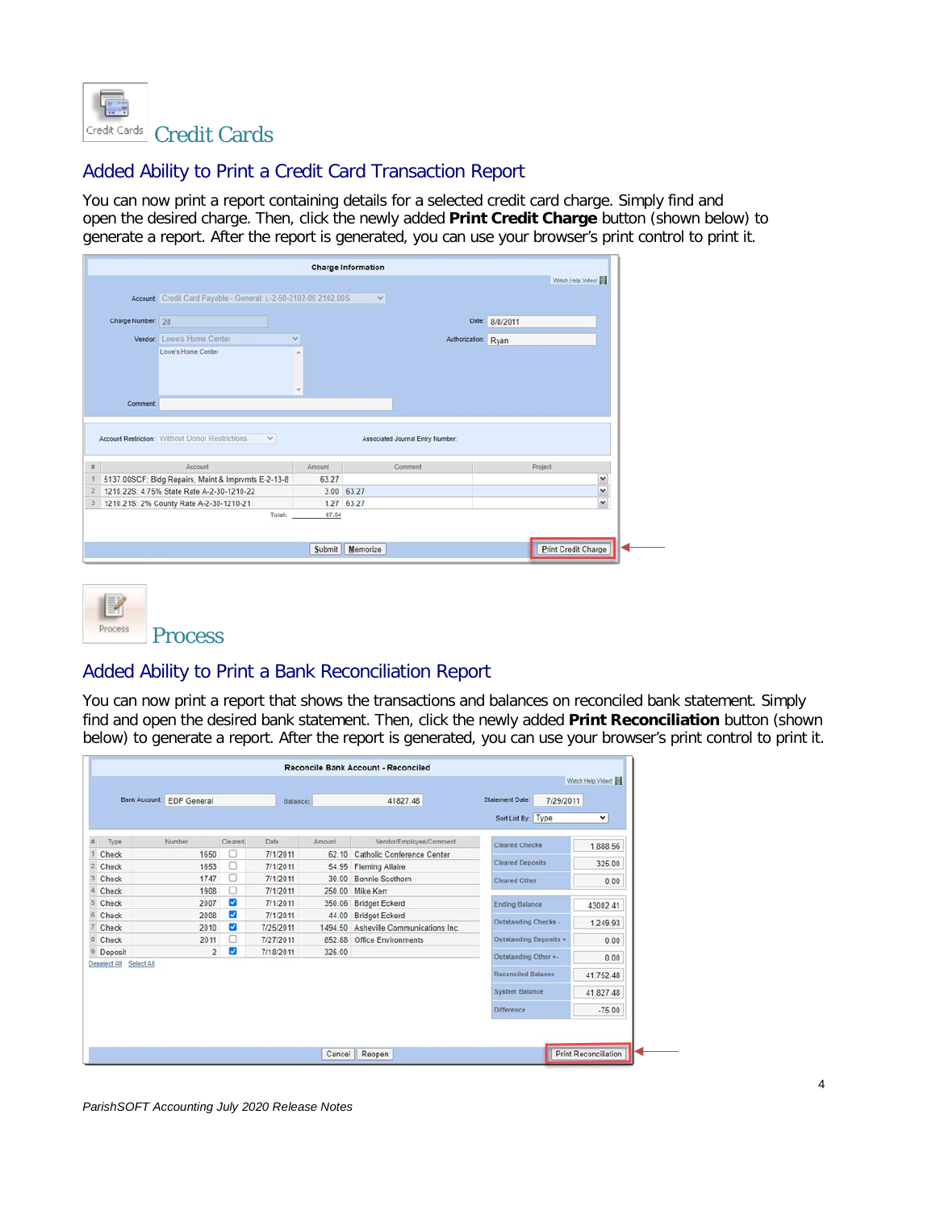# Credit Cards

## Added Ability to Print a Credit Card Transaction Report

You can now print a report containing details for a selected credit card charge. Simply find and open the desired charge. Then, click the newly added **Print Credit Charge** button (shown below) to generate a report. After the report is generated, you can use your browser's print control to print it.

# Process

## Added Ability to Print a Bank Reconciliation Report

You can now print a report that shows the transactions and balances on reconciled bank statement. Simply find and open the desired bank statement. Then, click the newly added **Print Reconciliation** button (shown below) to generate a report. After the report is generated, you can use your browser's print control to print it.

*ParishSOFT Accounting July 2020 Release Notes*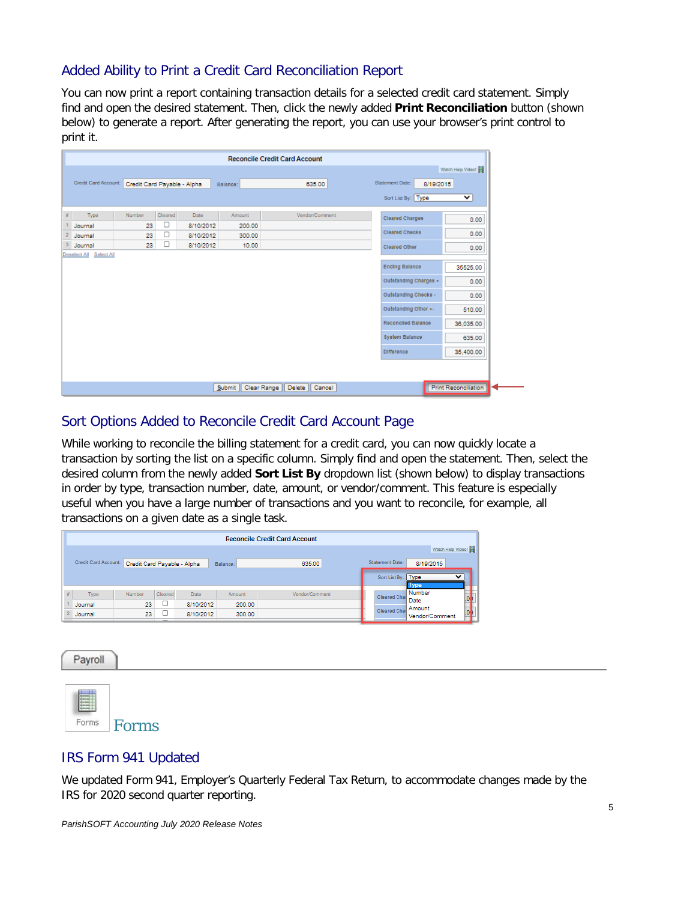## Added Ability to Print a Credit Card Reconciliation Report

You can now print a report containing transaction details for a selected credit card statement. Simply find and open the desired statement. Then, click the newly added **Print Reconciliation** button (shown below) to generate a report. After generating the report, you can use your browser's print control to print it.

## Sort Options Added to Reconcile Credit Card Account Page

While working to reconcile the billing statement for a credit card, you can now quickly locate a transaction by sorting the list on a specific column. Simply find and open the statement. Then, select the desired column from the newly added **Sort List By** dropdown list (shown below) to display transactions in order by type, transaction number, date, amount, or vendor/comment. This feature is especially useful when you have a large number of transactions and you want to reconcile, for example, all transactions on a given date as a single task.

Payroll

# Forms

## IRS Form 941 Updated

We updated Form 941, Employer's Quarterly Federal Tax Return, to accommodate changes made by the IRS for 2020 second quarter reporting.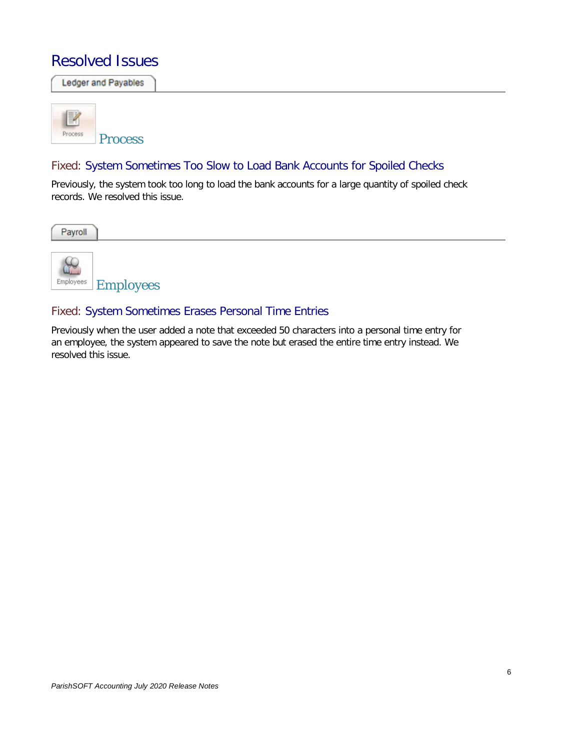# Resolved Issues

Ledger and Payables

## Process

### Fixed: System Sometimes Too Slow to Load Bank Accounts for Spoiled Checks

Previously, the system took too long to load the bank accounts for a large quantity of spoiled check records. We resolved this issue.

Payroll

## Employees

### Fixed: System Sometimes Erases Personal Time Entries

Previously when the user added a note that exceeded 50 characters into a personal time entry for an employee, the system appeared to save the note but erased the entire time entry instead. We resolved this issue.